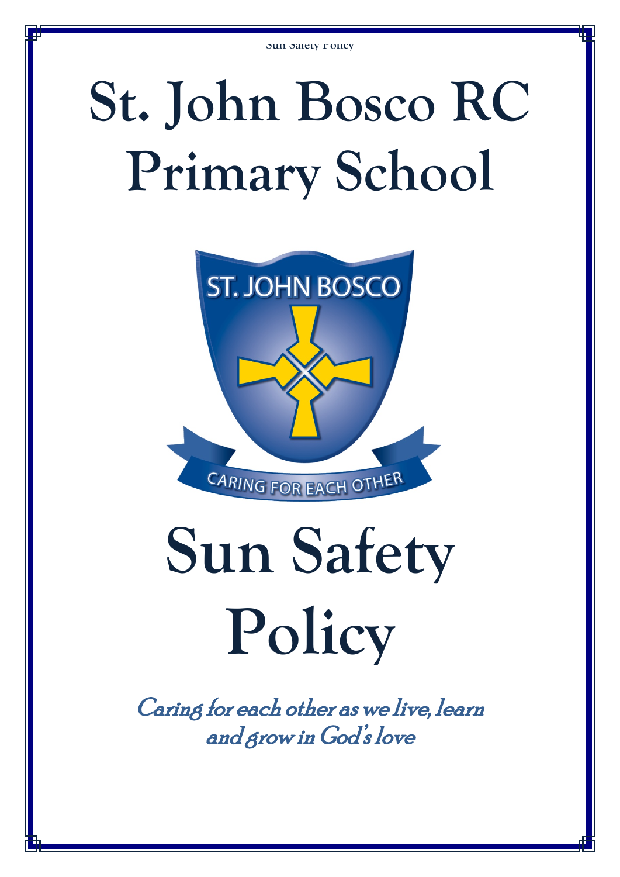# St. John Bosco RC Primary School

# Sun Safety Policy

*Caring for each other as we live, learn and grow in God's love*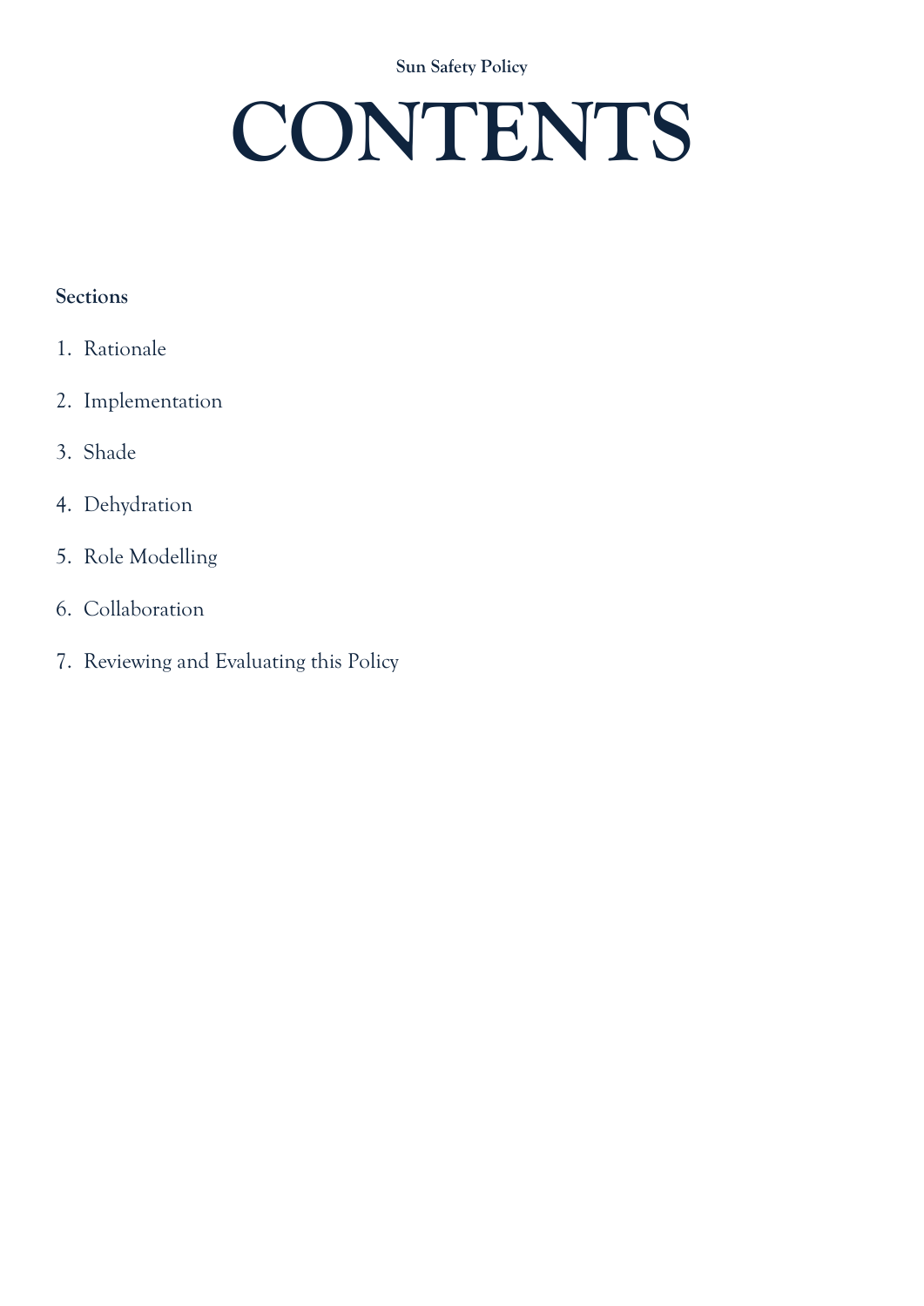# CONTENTS

**Sections**

1. Rationale
2. Implementation
3. Shade
4. Dehydration
5. Role Modelling
6. Collaboration
7. Reviewing and Evaluating this Policy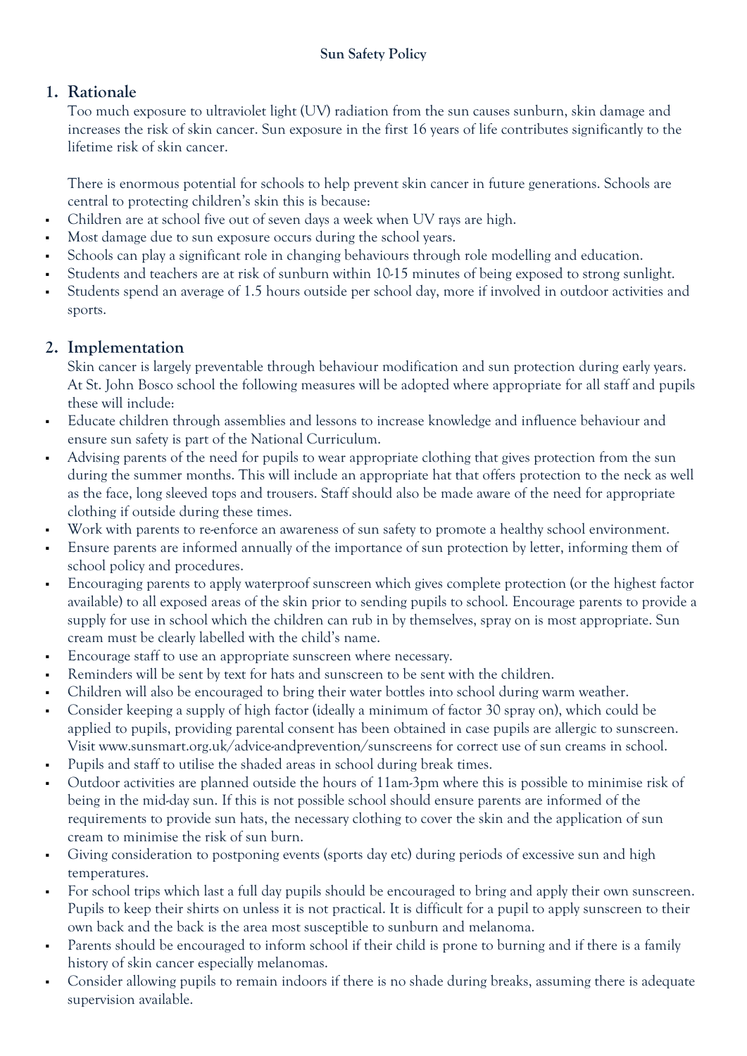**Sun Safety Policy**

## 1. Rationale

Too much exposure to ultraviolet light (UV) radiation from the sun causes sunburn, skin damage and increases the risk of skin cancer. Sun exposure in the first 16 years of life contributes significantly to the lifetime risk of skin cancer.

There is enormous potential for schools to help prevent skin cancer in future generations. Schools are central to protecting children's skin this is because:

- Children are at school five out of seven days a week when UV rays are high.
- Most damage due to sun exposure occurs during the school years.
- Schools can play a significant role in changing behaviours through role modelling and education.
- Students and teachers are at risk of sunburn within 10-15 minutes of being exposed to strong sunlight.
- Students spend an average of 1.5 hours outside per school day, more if involved in outdoor activities and sports.

## 2. Implementation

Skin cancer is largely preventable through behaviour modification and sun protection during early years. At St. John Bosco school the following measures will be adopted where appropriate for all staff and pupils these will include:

- Educate children through assemblies and lessons to increase knowledge and influence behaviour and ensure sun safety is part of the National Curriculum.
- Advising parents of the need for pupils to wear appropriate clothing that gives protection from the sun during the summer months. This will include an appropriate hat that offers protection to the neck as well as the face, long sleeved tops and trousers. Staff should also be made aware of the need for appropriate clothing if outside during these times.
- Work with parents to re-enforce an awareness of sun safety to promote a healthy school environment.
- Ensure parents are informed annually of the importance of sun protection by letter, informing them of school policy and procedures.
- Encouraging parents to apply waterproof sunscreen which gives complete protection (or the highest factor available) to all exposed areas of the skin prior to sending pupils to school. Encourage parents to provide a supply for use in school which the children can rub in by themselves, spray on is most appropriate. Sun cream must be clearly labelled with the child's name.
- Encourage staff to use an appropriate sunscreen where necessary.
- Reminders will be sent by text for hats and sunscreen to be sent with the children.
- Children will also be encouraged to bring their water bottles into school during warm weather.
- Consider keeping a supply of high factor (ideally a minimum of factor 30 spray on), which could be applied to pupils, providing parental consent has been obtained in case pupils are allergic to sunscreen. Visit www.sunsmart.org.uk/advice-andprevention/sunscreens for correct use of sun creams in school.
- Pupils and staff to utilise the shaded areas in school during break times.
- Outdoor activities are planned outside the hours of 11am-3pm where this is possible to minimise risk of being in the mid-day sun. If this is not possible school should ensure parents are informed of the requirements to provide sun hats, the necessary clothing to cover the skin and the application of sun cream to minimise the risk of sun burn.
- Giving consideration to postponing events (sports day etc) during periods of excessive sun and high temperatures.
- For school trips which last a full day pupils should be encouraged to bring and apply their own sunscreen. Pupils to keep their shirts on unless it is not practical. It is difficult for a pupil to apply sunscreen to their own back and the back is the area most susceptible to sunburn and melanoma.
- Parents should be encouraged to inform school if their child is prone to burning and if there is a family history of skin cancer especially melanomas.
- Consider allowing pupils to remain indoors if there is no shade during breaks, assuming there is adequate supervision available.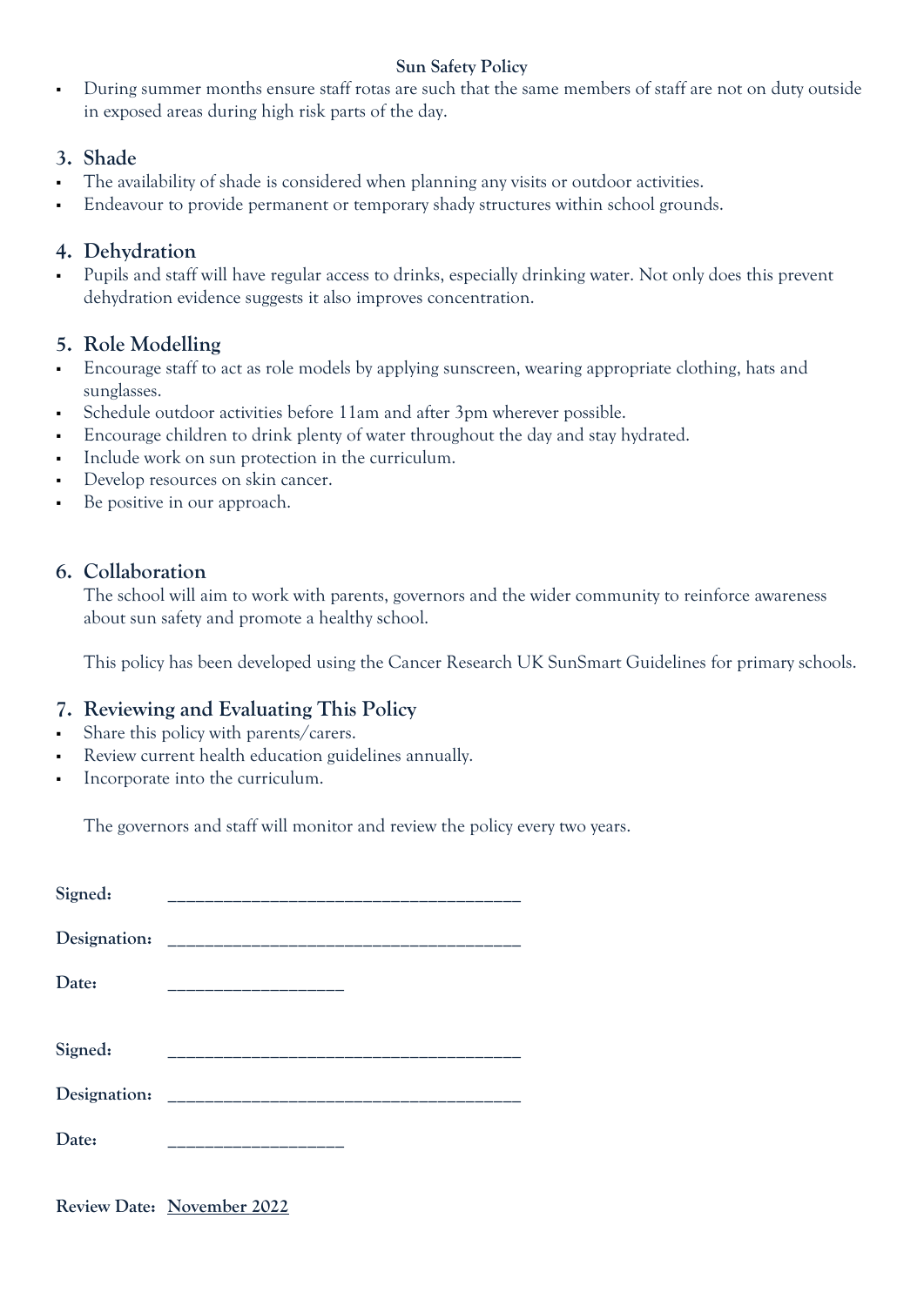- During summer months ensure staff rotas are such that the same members of staff are not on duty outside in exposed areas during high risk parts of the day.

## 3. Shade

- The availability of shade is considered when planning any visits or outdoor activities.
- Endeavour to provide permanent or temporary shady structures within school grounds.

## 4. Dehydration

- Pupils and staff will have regular access to drinks, especially drinking water. Not only does this prevent dehydration evidence suggests it also improves concentration.

## 5. Role Modelling

- Encourage staff to act as role models by applying sunscreen, wearing appropriate clothing, hats and sunglasses.
- Schedule outdoor activities before 11am and after 3pm wherever possible.
- Encourage children to drink plenty of water throughout the day and stay hydrated.
- Include work on sun protection in the curriculum.
- Develop resources on skin cancer.
- Be positive in our approach.

## 6. Collaboration

The school will aim to work with parents, governors and the wider community to reinforce awareness about sun safety and promote a healthy school.

This policy has been developed using the Cancer Research UK SunSmart Guidelines for primary schools.

## 7. Reviewing and Evaluating This Policy

- Share this policy with parents/carers.
- Review current health education guidelines annually.
- Incorporate into the curriculum.

The governors and staff will monitor and review the policy every two years.

**Signed:** ______________________________________

**Designation:** ______________________________________

**Date:** ___________________

**Signed:** ______________________________________

**Designation:** ______________________________________

**Date:** ___________________

**Review Date:** **November 2022**